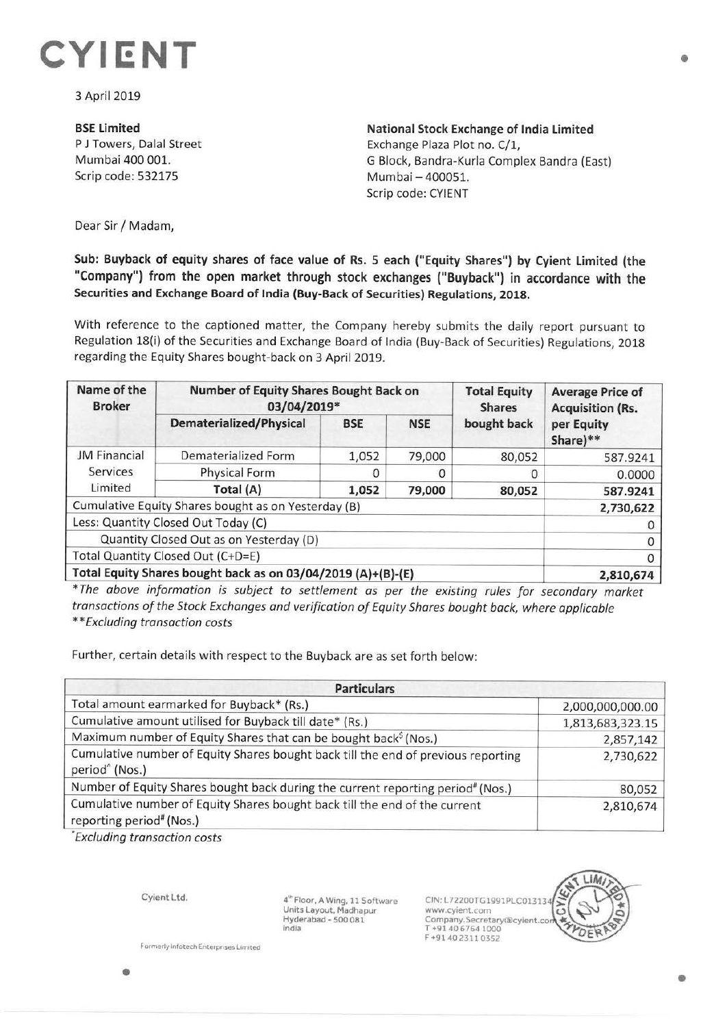# CYIENT

3 April 2019

**BSE Limited**
P J Towers, Dalal Street
Mumbai 400 001.
Scrip code: 532175

**National Stock Exchange of India Limited**
Exchange Plaza Plot no. C/1,
G Block, Bandra-Kurla Complex Bandra (East)
Mumbai – 400051.
Scrip code: CYIENT

Dear Sir / Madam,

**Sub: Buyback of equity shares of face value of Rs. 5 each ("Equity Shares") by Cyient Limited (the "Company") from the open market through stock exchanges ("Buyback") in accordance with the Securities and Exchange Board of India (Buy-Back of Securities) Regulations, 2018.**

With reference to the captioned matter, the Company hereby submits the daily report pursuant to Regulation 18(i) of the Securities and Exchange Board of India (Buy-Back of Securities) Regulations, 2018 regarding the Equity Shares bought-back on 3 April 2019.

| Name of the Broker | Number of Equity Shares Bought Back on 03/04/2019* | | | Total Equity Shares bought back | Average Price of Acquisition (Rs. per Equity Share)** |
|---|---|---|---|---|---|
| | Dematerialized/Physical | BSE | NSE | | |
| JM Financial Services Limited | Dematerialized Form | 1,052 | 79,000 | 80,052 | 587.9241 |
| | Physical Form | 0 | 0 | 0 | 0.0000 |
| | **Total (A)** | **1,052** | **79,000** | **80,052** | **587.9241** |
| Cumulative Equity Shares bought as on Yesterday (B) | | | | | 2,730,622 |
| Less: Quantity Closed Out Today (C) | | | | | 0 |
| Quantity Closed Out as on Yesterday (D) | | | | | 0 |
| Total Quantity Closed Out (C+D=E) | | | | | 0 |
| **Total Equity Shares bought back as on 03/04/2019 (A)+(B)-(E)** | | | | | **2,810,674** |

*\*The above information is subject to settlement as per the existing rules for secondary market transactions of the Stock Exchanges and verification of Equity Shares bought back, where applicable*
*\*\*Excluding transaction costs*

Further, certain details with respect to the Buyback are as set forth below:

| Particulars | |
|---|---|
| Total amount earmarked for Buyback* (Rs.) | 2,000,000,000.00 |
| Cumulative amount utilised for Buyback till date* (Rs.) | 1,813,683,323.15 |
| Maximum number of Equity Shares that can be bought back$ (Nos.) | 2,857,142 |
| Cumulative number of Equity Shares bought back till the end of previous reporting period^ (Nos.) | 2,730,622 |
| Number of Equity Shares bought back during the current reporting period# (Nos.) | 80,052 |
| Cumulative number of Equity Shares bought back till the end of the current reporting period# (Nos.) | 2,810,674 |

*\*Excluding transaction costs*

Cyient Ltd.
4th Floor, A Wing, 11 Software Units Layout, Madhapur Hyderabad - 500 081 India
CIN: L72200TG1991PLC013134
www.cyient.com
Company.Secretary@cyient.com
T +91 40 6764 1000
F +91 40 2311 0352

Formerly Infotech Enterprises Limited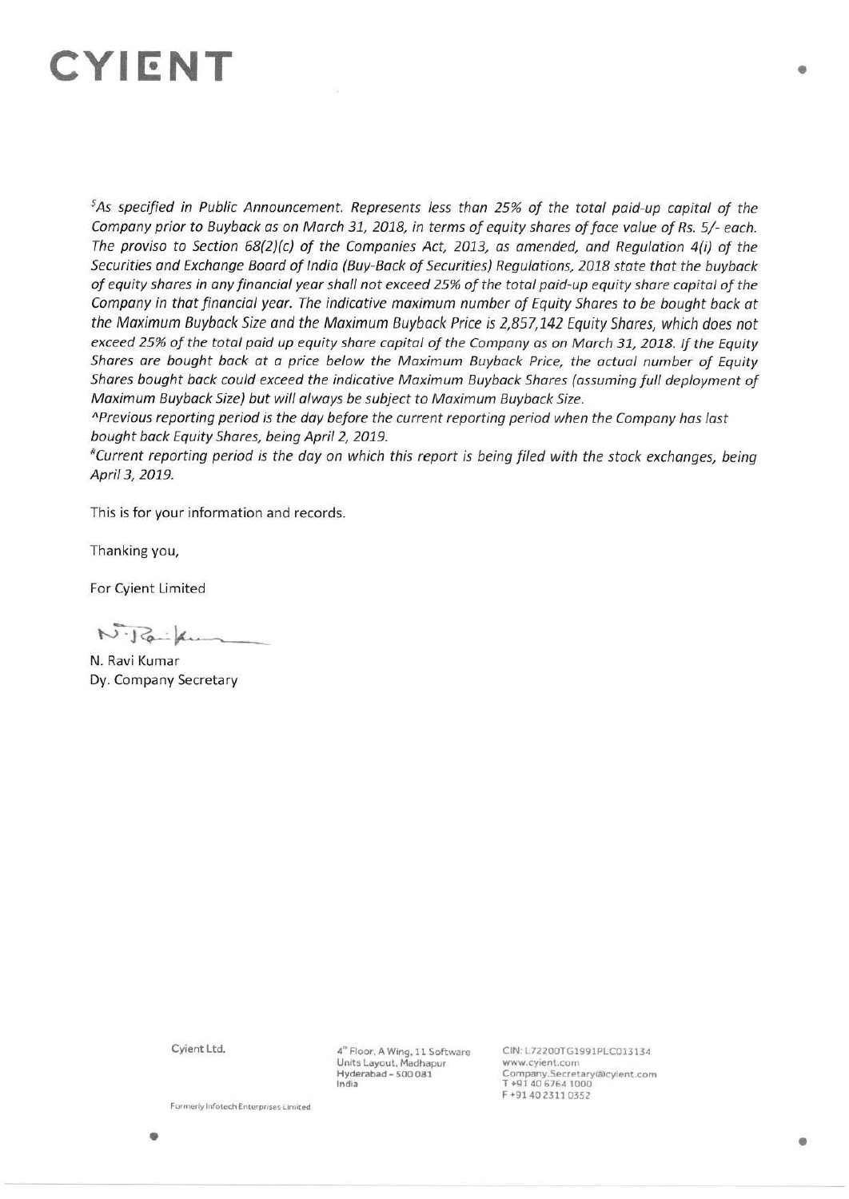*$As specified in Public Announcement. Represents less than 25% of the total paid-up capital of the Company prior to Buyback as on March 31, 2018, in terms of equity shares of face value of Rs. 5/- each. The proviso to Section 68(2)(c) of the Companies Act, 2013, as amended, and Regulation 4(i) of the Securities and Exchange Board of India (Buy-Back of Securities) Regulations, 2018 state that the buyback of equity shares in any financial year shall not exceed 25% of the total paid-up equity share capital of the Company in that financial year. The indicative maximum number of Equity Shares to be bought back at the Maximum Buyback Size and the Maximum Buyback Price is 2,857,142 Equity Shares, which does not exceed 25% of the total paid up equity share capital of the Company as on March 31, 2018. If the Equity Shares are bought back at a price below the Maximum Buyback Price, the actual number of Equity Shares bought back could exceed the indicative Maximum Buyback Shares (assuming full deployment of Maximum Buyback Size) but will always be subject to Maximum Buyback Size.*

*^Previous reporting period is the day before the current reporting period when the Company has last bought back Equity Shares, being April 2, 2019.*

*#Current reporting period is the day on which this report is being filed with the stock exchanges, being April 3, 2019.*

This is for your information and records.

Thanking you,

For Cyient Limited

N. Ravi Kumar
Dy. Company Secretary

Cyient Ltd.

4th Floor, A Wing, 11 Software Units Layout, Madhapur
Hyderabad - 500 081
India

CIN: L72200TG1991PLC013134
www.cyient.com
Company.Secretary@cyient.com
T +91 40 6764 1000
F +91 40 2311 0352

Formerly Infotech Enterprises Limited